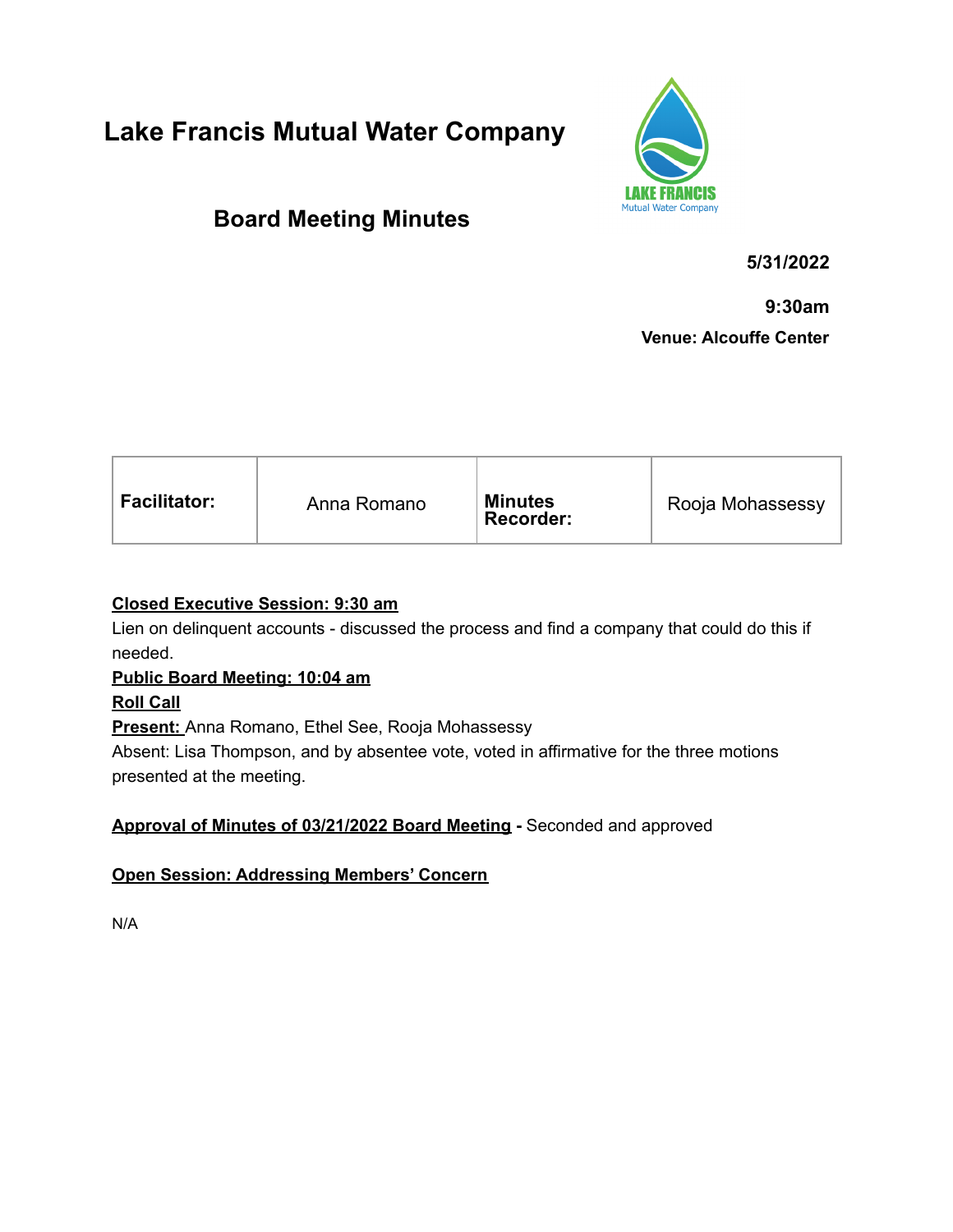# Lake Francis Mutual Water Company

## Board Meeting Minutes

**5/31/2022**

**9:30am**

**Venue: Alcouffe Center**

| **Facilitator:** | Anna Romano | **Minutes Recorder:** | Rooja Mohassessy |
|---|---|---|---|

**Closed Executive Session: 9:30 am**

Lien on delinquent accounts - discussed the process and find a company that could do this if needed.

**Public Board Meeting: 10:04 am**

**Roll Call**

**Present:** Anna Romano, Ethel See, Rooja Mohassessy

Absent: Lisa Thompson, and by absentee vote, voted in affirmative for the three motions presented at the meeting.

**Approval of Minutes of 03/21/2022 Board Meeting -** Seconded and approved

**Open Session: Addressing Members' Concern**

N/A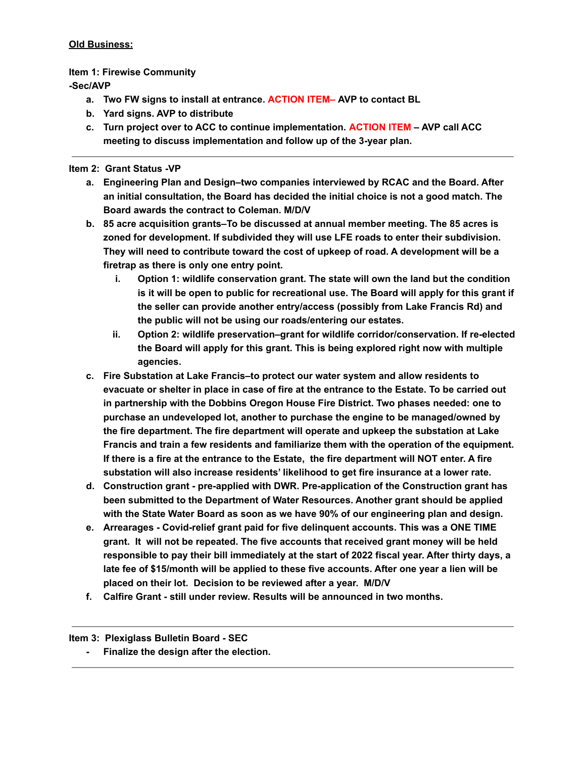**Old Business:**

**Item 1: Firewise Community**
**-Sec/AVP**

a. **Two FW signs to install at entrance. ACTION ITEM– AVP to contact BL**
b. **Yard signs. AVP to distribute**
c. **Turn project over to ACC to continue implementation. ACTION ITEM – AVP call ACC meeting to discuss implementation and follow up of the 3-year plan.**

---

**Item 2: Grant Status -VP**

a. **Engineering Plan and Design–two companies interviewed by RCAC and the Board. After an initial consultation, the Board has decided the initial choice is not a good match. The Board awards the contract to Coleman. M/D/V**
b. **85 acre acquisition grants–To be discussed at annual member meeting. The 85 acres is zoned for development. If subdivided they will use LFE roads to enter their subdivision. They will need to contribute toward the cost of upkeep of road. A development will be a firetrap as there is only one entry point.**
   i. **Option 1: wildlife conservation grant. The state will own the land but the condition is it will be open to public for recreational use. The Board will apply for this grant if the seller can provide another entry/access (possibly from Lake Francis Rd) and the public will not be using our roads/entering our estates.**
   ii. **Option 2: wildlife preservation–grant for wildlife corridor/conservation. If re-elected the Board will apply for this grant. This is being explored right now with multiple agencies.**
c. **Fire Substation at Lake Francis–to protect our water system and allow residents to evacuate or shelter in place in case of fire at the entrance to the Estate. To be carried out in partnership with the Dobbins Oregon House Fire District. Two phases needed: one to purchase an undeveloped lot, another to purchase the engine to be managed/owned by the fire department. The fire department will operate and upkeep the substation at Lake Francis and train a few residents and familiarize them with the operation of the equipment. If there is a fire at the entrance to the Estate, the fire department will NOT enter. A fire substation will also increase residents' likelihood to get fire insurance at a lower rate.**
d. **Construction grant - pre-applied with DWR. Pre-application of the Construction grant has been submitted to the Department of Water Resources. Another grant should be applied with the State Water Board as soon as we have 90% of our engineering plan and design.**
e. **Arrearages - Covid-relief grant paid for five delinquent accounts. This was a ONE TIME grant. It will not be repeated. The five accounts that received grant money will be held responsible to pay their bill immediately at the start of 2022 fiscal year. After thirty days, a late fee of $15/month will be applied to these five accounts. After one year a lien will be placed on their lot. Decision to be reviewed after a year. M/D/V**
f. **Calfire Grant - still under review. Results will be announced in two months.**

---

**Item 3: Plexiglass Bulletin Board - SEC**

- **Finalize the design after the election.**

---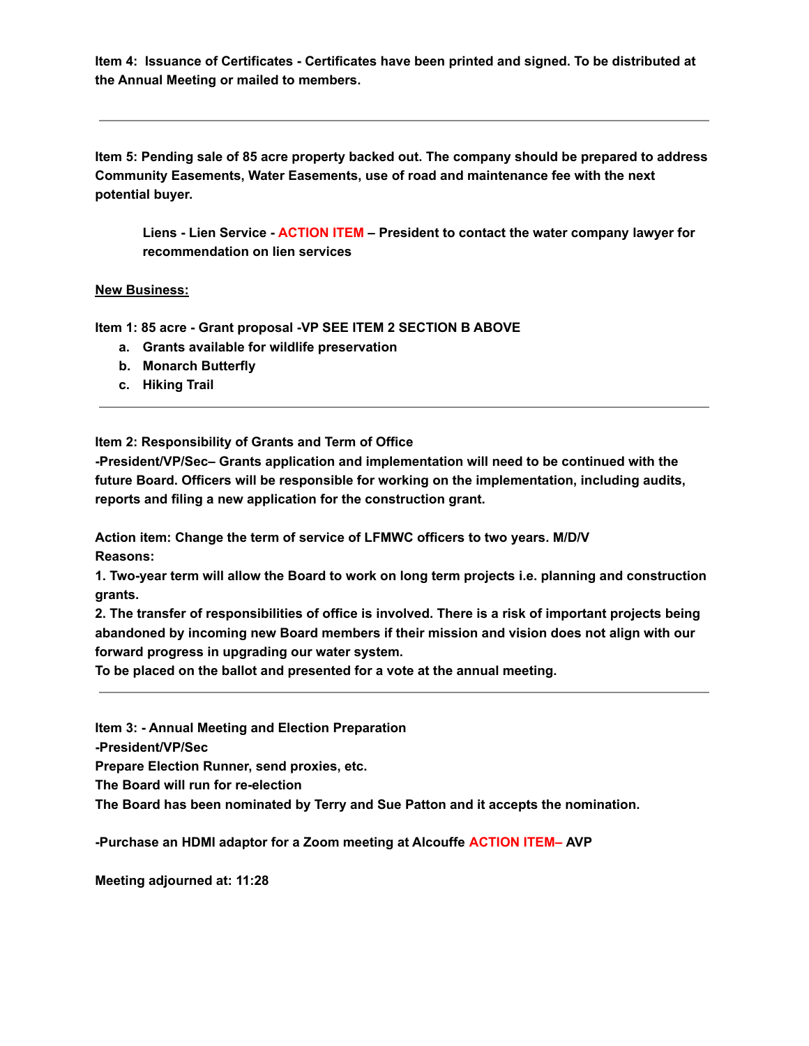**Item 4: Issuance of Certificates - Certificates have been printed and signed. To be distributed at the Annual Meeting or mailed to members.**

---

**Item 5: Pending sale of 85 acre property backed out. The company should be prepared to address Community Easements, Water Easements, use of road and maintenance fee with the next potential buyer.**

> **Liens - Lien Service - ACTION ITEM – President to contact the water company lawyer for recommendation on lien services**

**<u>New Business:</u>**

**Item 1: 85 acre - Grant proposal -VP SEE ITEM 2 SECTION B ABOVE**

a. **Grants available for wildlife preservation**
b. **Monarch Butterfly**
c. **Hiking Trail**

---

**Item 2: Responsibility of Grants and Term of Office**
**-President/VP/Sec– Grants application and implementation will need to be continued with the future Board. Officers will be responsible for working on the implementation, including audits, reports and filing a new application for the construction grant.**

**Action item: Change the term of service of LFMWC officers to two years. M/D/V**
**Reasons:**
**1. Two-year term will allow the Board to work on long term projects i.e. planning and construction grants.**
**2. The transfer of responsibilities of office is involved. There is a risk of important projects being abandoned by incoming new Board members if their mission and vision does not align with our forward progress in upgrading our water system.**
**To be placed on the ballot and presented for a vote at the annual meeting.**

---

**Item 3: - Annual Meeting and Election Preparation**
**-President/VP/Sec**
**Prepare Election Runner, send proxies, etc.**
**The Board will run for re-election**
**The Board has been nominated by Terry and Sue Patton and it accepts the nomination.**

**-Purchase an HDMI adaptor for a Zoom meeting at Alcouffe ACTION ITEM– AVP**

**Meeting adjourned at: 11:28**